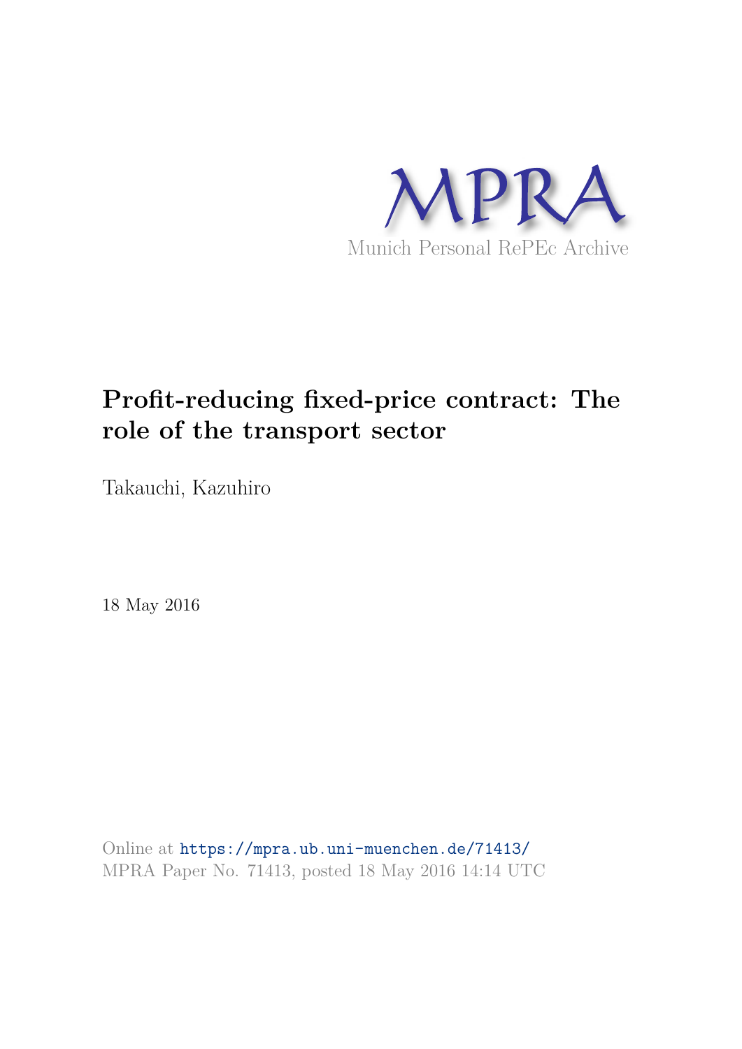MPRA

Munich Personal RePEc Archive

# Profit-reducing fixed-price contract: The role of the transport sector

Takauchi, Kazuhiro

18 May 2016

Online at https://mpra.ub.uni-muenchen.de/71413/
MPRA Paper No. 71413, posted 18 May 2016 14:14 UTC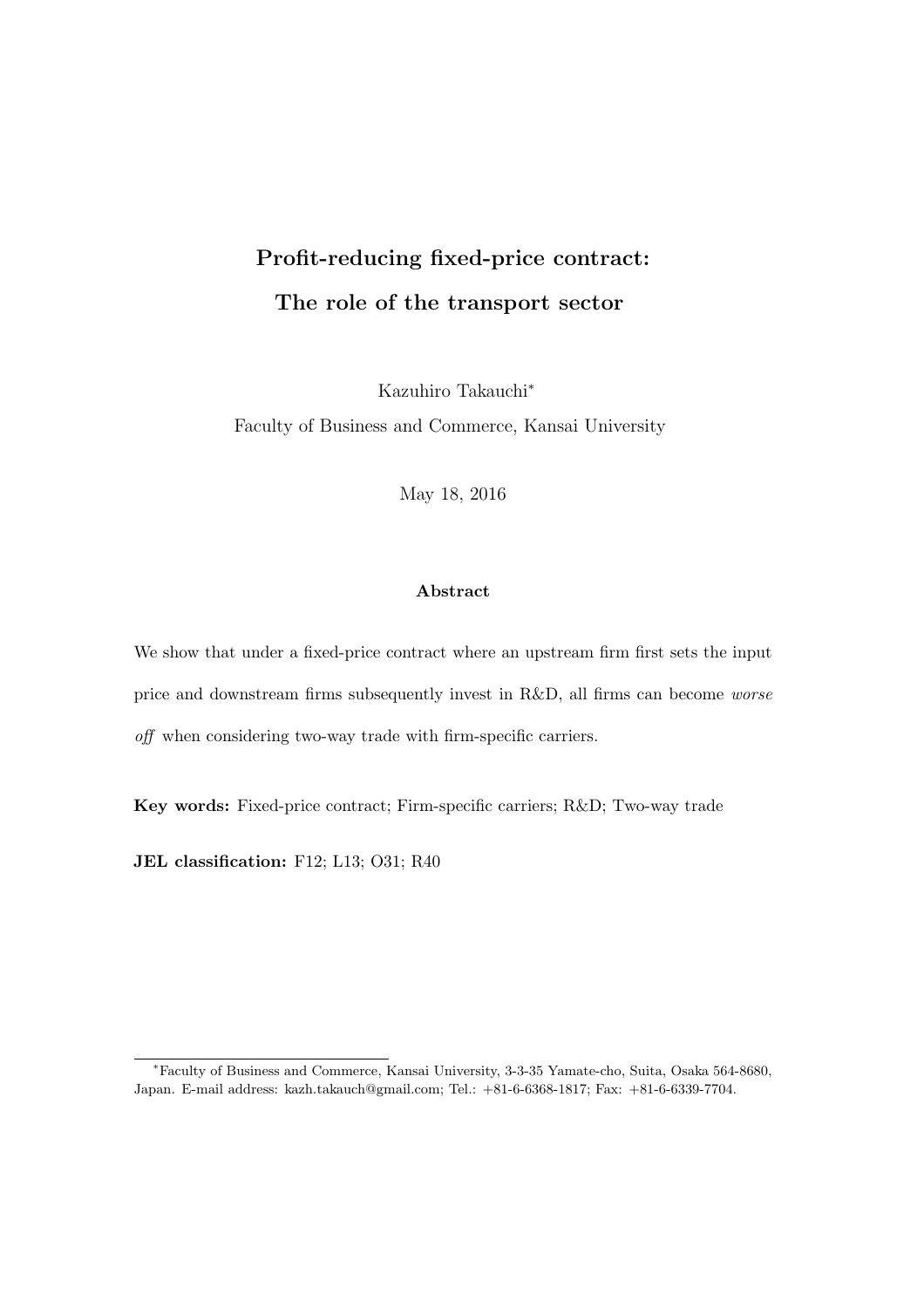# Profit-reducing fixed-price contract: The role of the transport sector

Kazuhiro Takauchi*

Faculty of Business and Commerce, Kansai University

May 18, 2016

**Abstract**

We show that under a fixed-price contract where an upstream firm first sets the input price and downstream firms subsequently invest in R&D, all firms can become *worse off* when considering two-way trade with firm-specific carriers.

**Key words:** Fixed-price contract; Firm-specific carriers; R&D; Two-way trade

**JEL classification:** F12; L13; O31; R40

*Faculty of Business and Commerce, Kansai University, 3-3-35 Yamate-cho, Suita, Osaka 564-8680, Japan. E-mail address: kazh.takauch@gmail.com; Tel.: +81-6-6368-1817; Fax: +81-6-6339-7704.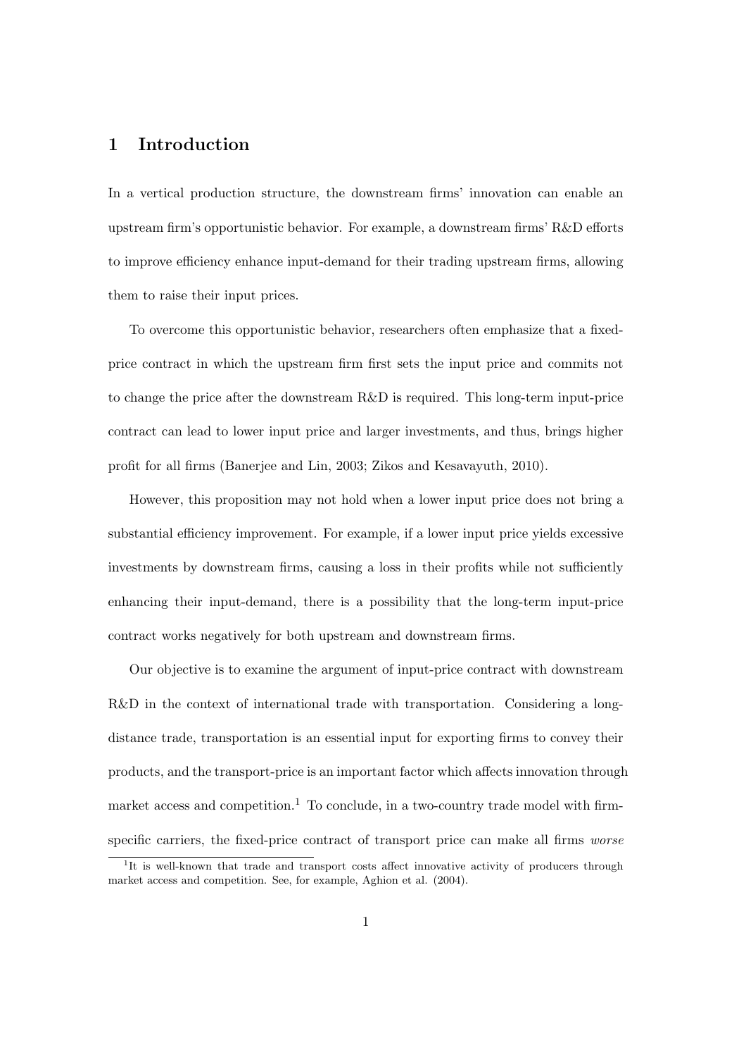# 1 Introduction

In a vertical production structure, the downstream firms' innovation can enable an upstream firm's opportunistic behavior. For example, a downstream firms' R&D efforts to improve efficiency enhance input-demand for their trading upstream firms, allowing them to raise their input prices.

To overcome this opportunistic behavior, researchers often emphasize that a fixed-price contract in which the upstream firm first sets the input price and commits not to change the price after the downstream R&D is required. This long-term input-price contract can lead to lower input price and larger investments, and thus, brings higher profit for all firms (Banerjee and Lin, 2003; Zikos and Kesavayuth, 2010).

However, this proposition may not hold when a lower input price does not bring a substantial efficiency improvement. For example, if a lower input price yields excessive investments by downstream firms, causing a loss in their profits while not sufficiently enhancing their input-demand, there is a possibility that the long-term input-price contract works negatively for both upstream and downstream firms.

Our objective is to examine the argument of input-price contract with downstream R&D in the context of international trade with transportation. Considering a long-distance trade, transportation is an essential input for exporting firms to convey their products, and the transport-price is an important factor which affects innovation through market access and competition.[1] To conclude, in a two-country trade model with firm-specific carriers, the fixed-price contract of transport price can make all firms *worse*

[1] It is well-known that trade and transport costs affect innovative activity of producers through market access and competition. See, for example, Aghion et al. (2004).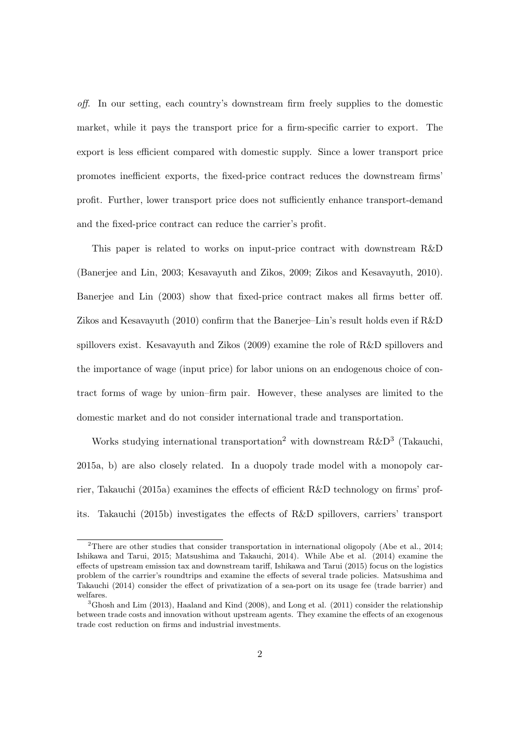*off*. In our setting, each country's downstream firm freely supplies to the domestic market, while it pays the transport price for a firm-specific carrier to export. The export is less efficient compared with domestic supply. Since a lower transport price promotes inefficient exports, the fixed-price contract reduces the downstream firms' profit. Further, lower transport price does not sufficiently enhance transport-demand and the fixed-price contract can reduce the carrier's profit.

This paper is related to works on input-price contract with downstream R&D (Banerjee and Lin, 2003; Kesavayuth and Zikos, 2009; Zikos and Kesavayuth, 2010). Banerjee and Lin (2003) show that fixed-price contract makes all firms better off. Zikos and Kesavayuth (2010) confirm that the Banerjee–Lin's result holds even if R&D spillovers exist. Kesavayuth and Zikos (2009) examine the role of R&D spillovers and the importance of wage (input price) for labor unions on an endogenous choice of contract forms of wage by union–firm pair. However, these analyses are limited to the domestic market and do not consider international trade and transportation.

Works studying international transportation[2] with downstream R&D[3] (Takauchi, 2015a, b) are also closely related. In a duopoly trade model with a monopoly carrier, Takauchi (2015a) examines the effects of efficient R&D technology on firms' profits. Takauchi (2015b) investigates the effects of R&D spillovers, carriers' transport

[2] There are other studies that consider transportation in international oligopoly (Abe et al., 2014; Ishikawa and Tarui, 2015; Matsushima and Takauchi, 2014). While Abe et al. (2014) examine the effects of upstream emission tax and downstream tariff, Ishikawa and Tarui (2015) focus on the logistics problem of the carrier's roundtrips and examine the effects of several trade policies. Matsushima and Takauchi (2014) consider the effect of privatization of a sea-port on its usage fee (trade barrier) and welfares.

[3] Ghosh and Lim (2013), Haaland and Kind (2008), and Long et al. (2011) consider the relationship between trade costs and innovation without upstream agents. They examine the effects of an exogenous trade cost reduction on firms and industrial investments.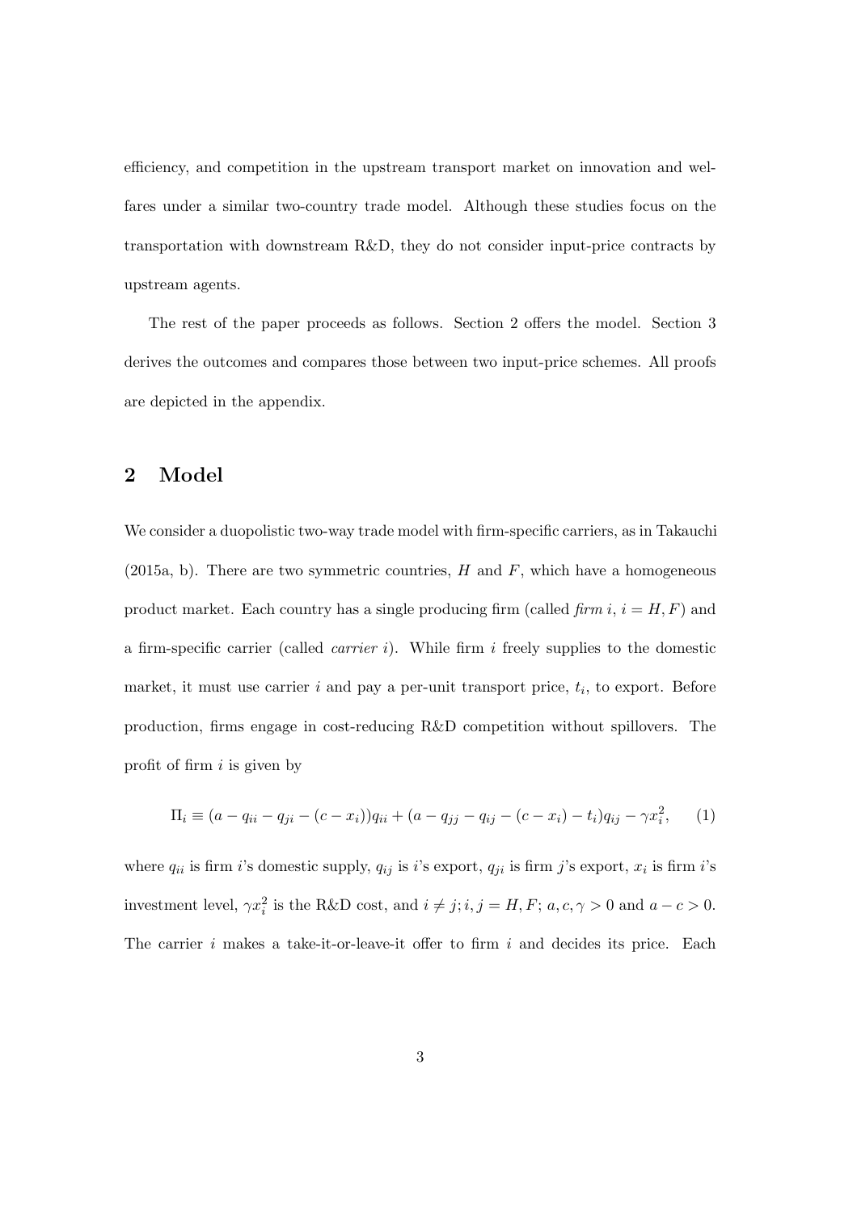efficiency, and competition in the upstream transport market on innovation and welfares under a similar two-country trade model. Although these studies focus on the transportation with downstream R&D, they do not consider input-price contracts by upstream agents.

The rest of the paper proceeds as follows. Section 2 offers the model. Section 3 derives the outcomes and compares those between two input-price schemes. All proofs are depicted in the appendix.

## 2 Model

We consider a duopolistic two-way trade model with firm-specific carriers, as in Takauchi (2015a, b). There are two symmetric countries, $H$ and $F$, which have a homogeneous product market. Each country has a single producing firm (called *firm* $i$, $i = H, F$) and a firm-specific carrier (called *carrier* $i$). While firm $i$ freely supplies to the domestic market, it must use carrier $i$ and pay a per-unit transport price, $t_i$, to export. Before production, firms engage in cost-reducing R&D competition without spillovers. The profit of firm $i$ is given by

$$\Pi_i \equiv (a - q_{ii} - q_{ji} - (c - x_i))q_{ii} + (a - q_{jj} - q_{ij} - (c - x_i) - t_i)q_{ij} - \gamma x_i^2, \qquad (1)$$

where $q_{ii}$ is firm $i$'s domestic supply, $q_{ij}$ is $i$'s export, $q_{ji}$ is firm $j$'s export, $x_i$ is firm $i$'s investment level, $\gamma x_i^2$ is the R&D cost, and $i \neq j; i, j = H, F$; $a, c, \gamma > 0$ and $a - c > 0$. The carrier $i$ makes a take-it-or-leave-it offer to firm $i$ and decides its price. Each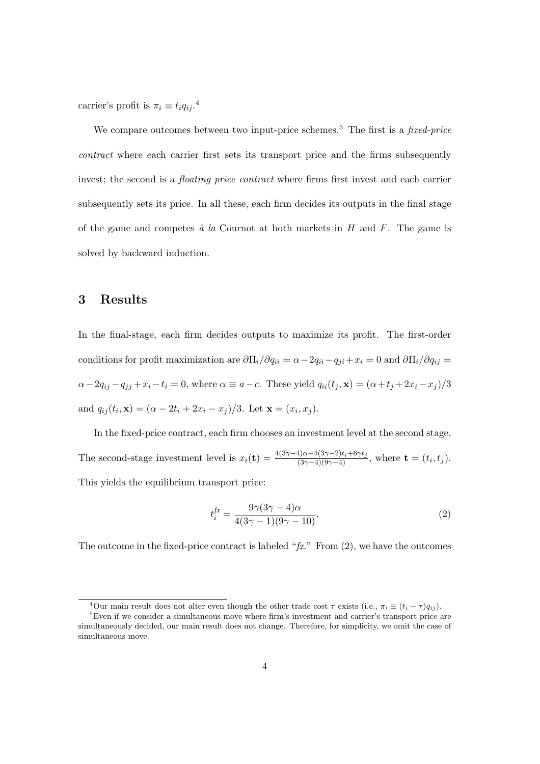carrier's profit is $\pi_i \equiv t_i q_{ij}$.[4]

We compare outcomes between two input-price schemes.[5] The first is a *fixed-price contract* where each carrier first sets its transport price and the firms subsequently invest; the second is a *floating price contract* where firms first invest and each carrier subsequently sets its price. In all these, each firm decides its outputs in the final stage of the game and competes *à la* Cournot at both markets in $H$ and $F$. The game is solved by backward induction.

## 3 Results

In the final-stage, each firm decides outputs to maximize its profit. The first-order conditions for profit maximization are $\partial \Pi_i / \partial q_{ii} = \alpha - 2q_{ii} - q_{ji} + x_i = 0$ and $\partial \Pi_i / \partial q_{ij} = \alpha - 2q_{ij} - q_{jj} + x_i - t_i = 0$, where $\alpha \equiv a - c$. These yield $q_{ii}(t_j, \mathbf{x}) = (\alpha + t_j + 2x_i - x_j)/3$ and $q_{ij}(t_i, \mathbf{x}) = (\alpha - 2t_i + 2x_i - x_j)/3$. Let $\mathbf{x} = (x_i, x_j)$.

In the fixed-price contract, each firm chooses an investment level at the second stage. The second-stage investment level is $x_i(\mathbf{t}) = \frac{4(3\gamma-4)\alpha - 4(3\gamma-2)t_i + 6\gamma t_j}{(3\gamma-4)(9\gamma-4)}$, where $\mathbf{t} = (t_i, t_j)$. This yields the equilibrium transport price:

$$t_i^{fx} = \frac{9\gamma(3\gamma - 4)\alpha}{4(3\gamma - 1)(9\gamma - 10)}. \tag{2}$$

The outcome in the fixed-price contract is labeled "*fx*." From (2), we have the outcomes

[4] Our main result does not alter even though the other trade cost $\tau$ exists (i.e., $\pi_i \equiv (t_i - \tau) q_{ij}$).

[5] Even if we consider a simultaneous move where firm's investment and carrier's transport price are simultaneously decided, our main result does not change. Therefore, for simplicity, we omit the case of simultaneous move.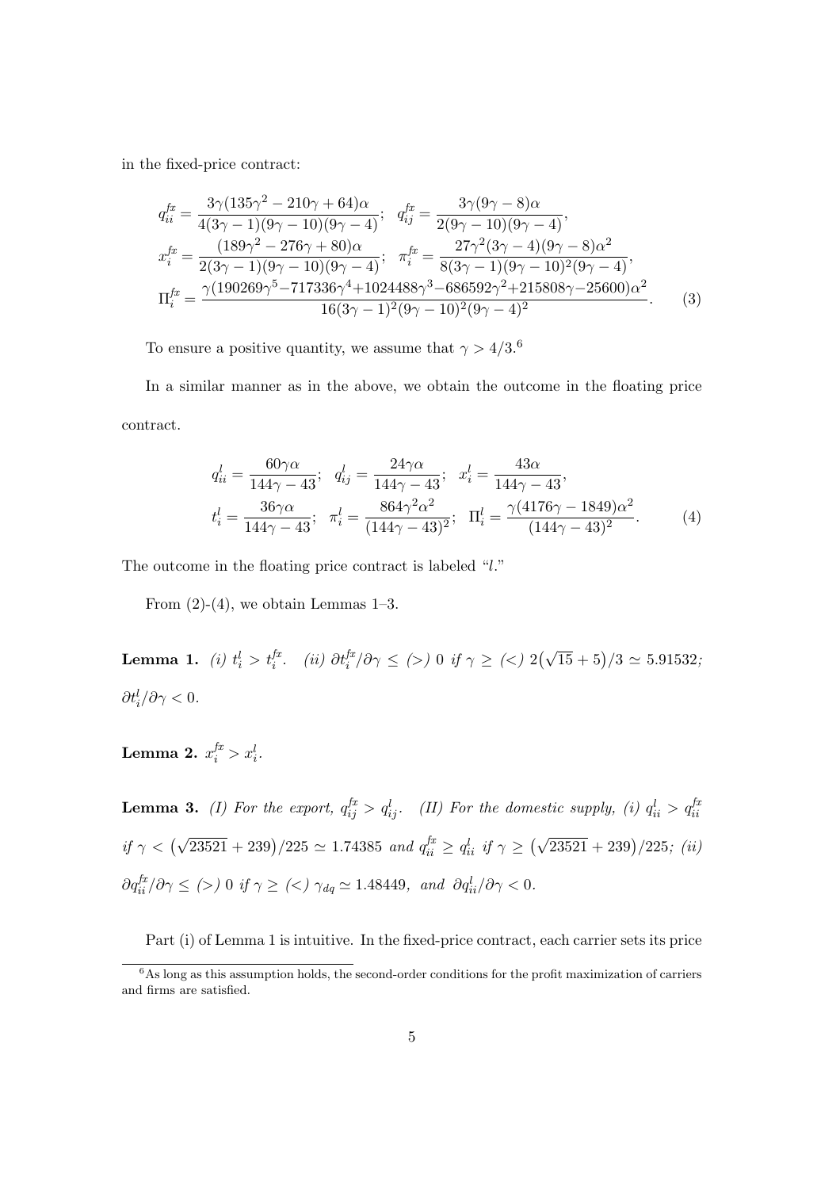in the fixed-price contract:

$$
\begin{aligned}
q_{ii}^{fx} &= \frac{3\gamma(135\gamma^2 - 210\gamma + 64)\alpha}{4(3\gamma - 1)(9\gamma - 10)(9\gamma - 4)}; \quad q_{ij}^{fx} = \frac{3\gamma(9\gamma - 8)\alpha}{2(9\gamma - 10)(9\gamma - 4)}, \\
x_i^{fx} &= \frac{(189\gamma^2 - 276\gamma + 80)\alpha}{2(3\gamma - 1)(9\gamma - 10)(9\gamma - 4)}; \quad \pi_i^{fx} = \frac{27\gamma^2(3\gamma - 4)(9\gamma - 8)\alpha^2}{8(3\gamma - 1)(9\gamma - 10)^2(9\gamma - 4)}, \\
\Pi_i^{fx} &= \frac{\gamma(190269\gamma^5 - 717336\gamma^4 + 1024488\gamma^3 - 686592\gamma^2 + 215808\gamma - 25600)\alpha^2}{16(3\gamma - 1)^2(9\gamma - 10)^2(9\gamma - 4)^2}. \qquad (3)
\end{aligned}
$$

To ensure a positive quantity, we assume that $\gamma > 4/3$.[6]

In a similar manner as in the above, we obtain the outcome in the floating price contract.

$$
\begin{aligned}
q_{ii}^{l} &= \frac{60\gamma\alpha}{144\gamma - 43}; \quad q_{ij}^{l} = \frac{24\gamma\alpha}{144\gamma - 43}; \quad x_i^{l} = \frac{43\alpha}{144\gamma - 43}, \\
t_i^{l} &= \frac{36\gamma\alpha}{144\gamma - 43}; \quad \pi_i^{l} = \frac{864\gamma^2\alpha^2}{(144\gamma - 43)^2}; \quad \Pi_i^{l} = \frac{\gamma(4176\gamma - 1849)\alpha^2}{(144\gamma - 43)^2}. \qquad (4)
\end{aligned}
$$

The outcome in the floating price contract is labeled "$l$."

From (2)-(4), we obtain Lemmas 1–3.

**Lemma 1.** *(i)* $t_i^l > t_i^{fx}$. *(ii)* $\partial t_i^{fx}/\partial\gamma \leq (>)\ 0$ *if* $\gamma \geq (<)\ 2\big(\sqrt{15} + 5\big)/3 \simeq 5.91532$*;* $\partial t_i^l/\partial\gamma < 0$.

**Lemma 2.** $x_i^{fx} > x_i^l$.

**Lemma 3.** *(I) For the export,* $q_{ij}^{fx} > q_{ij}^l$. *(II) For the domestic supply, (i)* $q_{ii}^l > q_{ii}^{fx}$ *if* $\gamma < \big(\sqrt{23521} + 239\big)/225 \simeq 1.74385$ *and* $q_{ii}^{fx} \geq q_{ii}^l$ *if* $\gamma \geq \big(\sqrt{23521} + 239\big)/225$*; (ii)* $\partial q_{ii}^{fx}/\partial\gamma \leq (>)\ 0$ *if* $\gamma \geq (<)\ \gamma_{dq} \simeq 1.48449$*, and* $\partial q_{ii}^l/\partial\gamma < 0$.

Part (i) of Lemma 1 is intuitive. In the fixed-price contract, each carrier sets its price

[6] As long as this assumption holds, the second-order conditions for the profit maximization of carriers and firms are satisfied.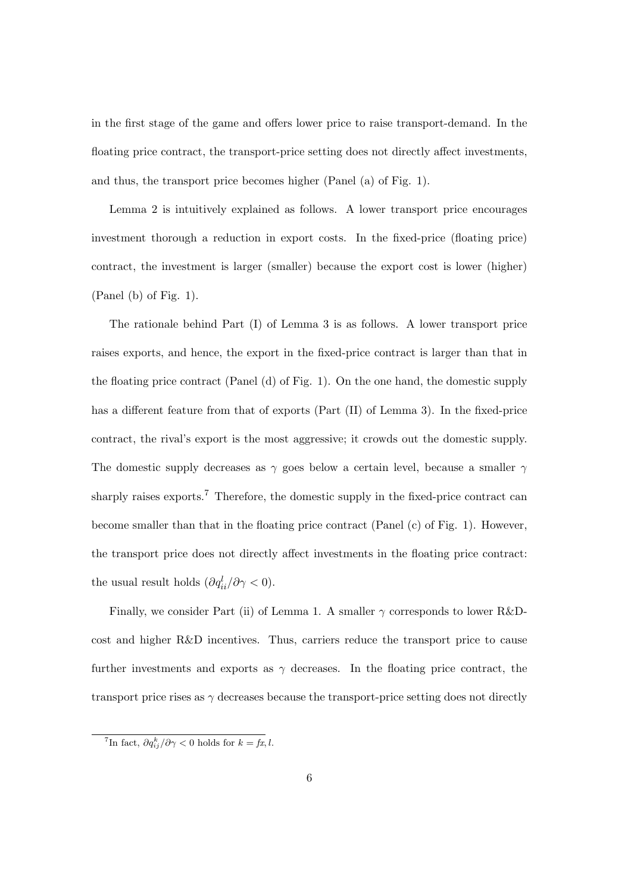in the first stage of the game and offers lower price to raise transport-demand. In the floating price contract, the transport-price setting does not directly affect investments, and thus, the transport price becomes higher (Panel (a) of Fig. 1).

Lemma 2 is intuitively explained as follows. A lower transport price encourages investment thorough a reduction in export costs. In the fixed-price (floating price) contract, the investment is larger (smaller) because the export cost is lower (higher) (Panel (b) of Fig. 1).

The rationale behind Part (I) of Lemma 3 is as follows. A lower transport price raises exports, and hence, the export in the fixed-price contract is larger than that in the floating price contract (Panel (d) of Fig. 1). On the one hand, the domestic supply has a different feature from that of exports (Part (II) of Lemma 3). In the fixed-price contract, the rival's export is the most aggressive; it crowds out the domestic supply. The domestic supply decreases as $\gamma$ goes below a certain level, because a smaller $\gamma$ sharply raises exports.[7] Therefore, the domestic supply in the fixed-price contract can become smaller than that in the floating price contract (Panel (c) of Fig. 1). However, the transport price does not directly affect investments in the floating price contract: the usual result holds ($\partial q_{ii}^{l}/\partial\gamma < 0$).

Finally, we consider Part (ii) of Lemma 1. A smaller $\gamma$ corresponds to lower R&D-cost and higher R&D incentives. Thus, carriers reduce the transport price to cause further investments and exports as $\gamma$ decreases. In the floating price contract, the transport price rises as $\gamma$ decreases because the transport-price setting does not directly

[7] In fact, $\partial q_{ij}^{k}/\partial\gamma < 0$ holds for $k = fx, l$.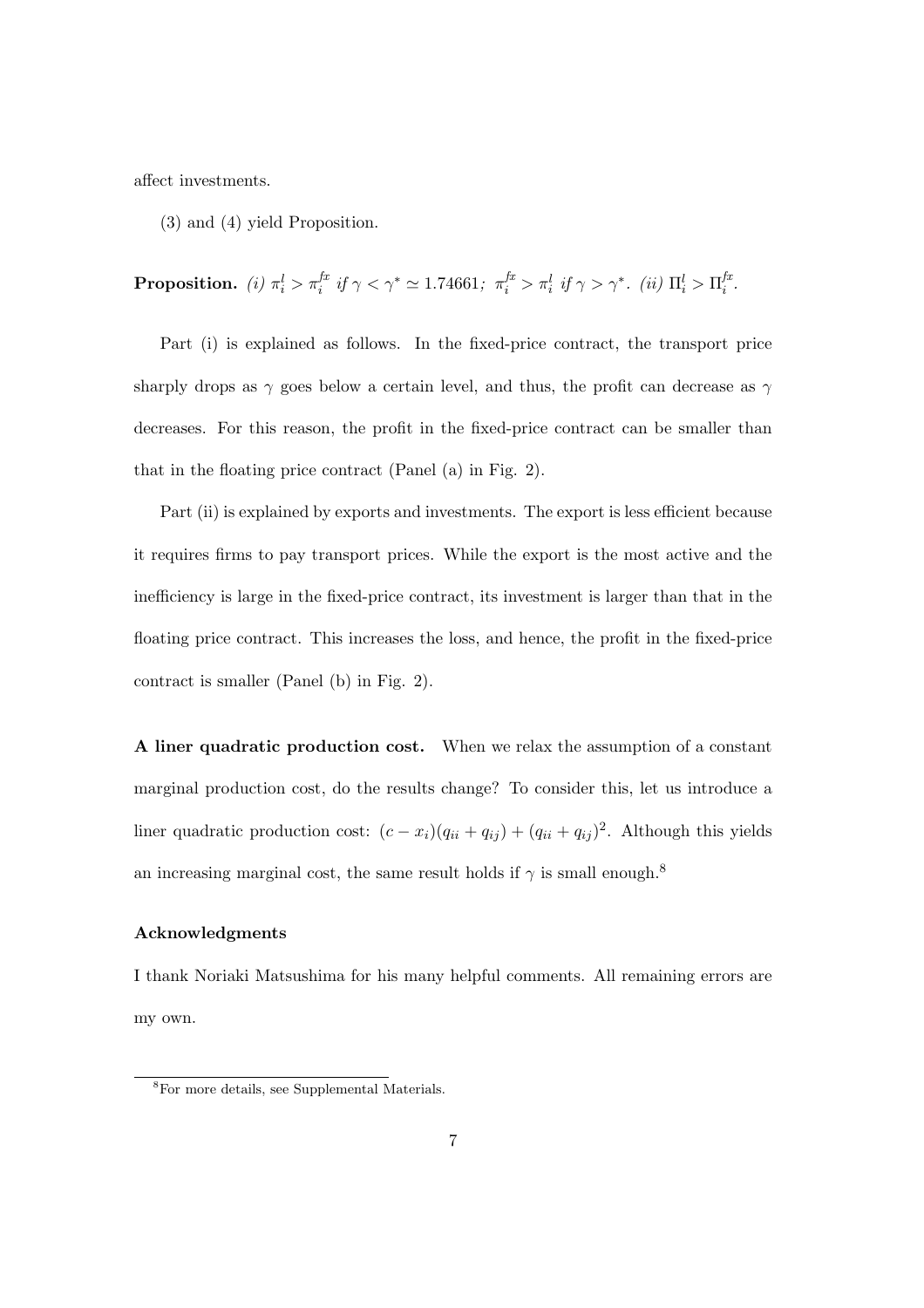affect investments.

(3) and (4) yield Proposition.

**Proposition.** *(i)* $\pi_i^l > \pi_i^{fx}$ *if* $\gamma < \gamma^* \simeq 1.74661$*;* $\pi_i^{fx} > \pi_i^l$ *if* $\gamma > \gamma^*$*. (ii)* $\Pi_i^l > \Pi_i^{fx}$*.*

Part (i) is explained as follows. In the fixed-price contract, the transport price sharply drops as $\gamma$ goes below a certain level, and thus, the profit can decrease as $\gamma$ decreases. For this reason, the profit in the fixed-price contract can be smaller than that in the floating price contract (Panel (a) in Fig. 2).

Part (ii) is explained by exports and investments. The export is less efficient because it requires firms to pay transport prices. While the export is the most active and the inefficiency is large in the fixed-price contract, its investment is larger than that in the floating price contract. This increases the loss, and hence, the profit in the fixed-price contract is smaller (Panel (b) in Fig. 2).

**A liner quadratic production cost.** When we relax the assumption of a constant marginal production cost, do the results change? To consider this, let us introduce a liner quadratic production cost: $(c - x_i)(q_{ii} + q_{ij}) + (q_{ii} + q_{ij})^2$. Although this yields an increasing marginal cost, the same result holds if $\gamma$ is small enough.[8]

### Acknowledgments

I thank Noriaki Matsushima for his many helpful comments. All remaining errors are my own.

[8]For more details, see Supplemental Materials.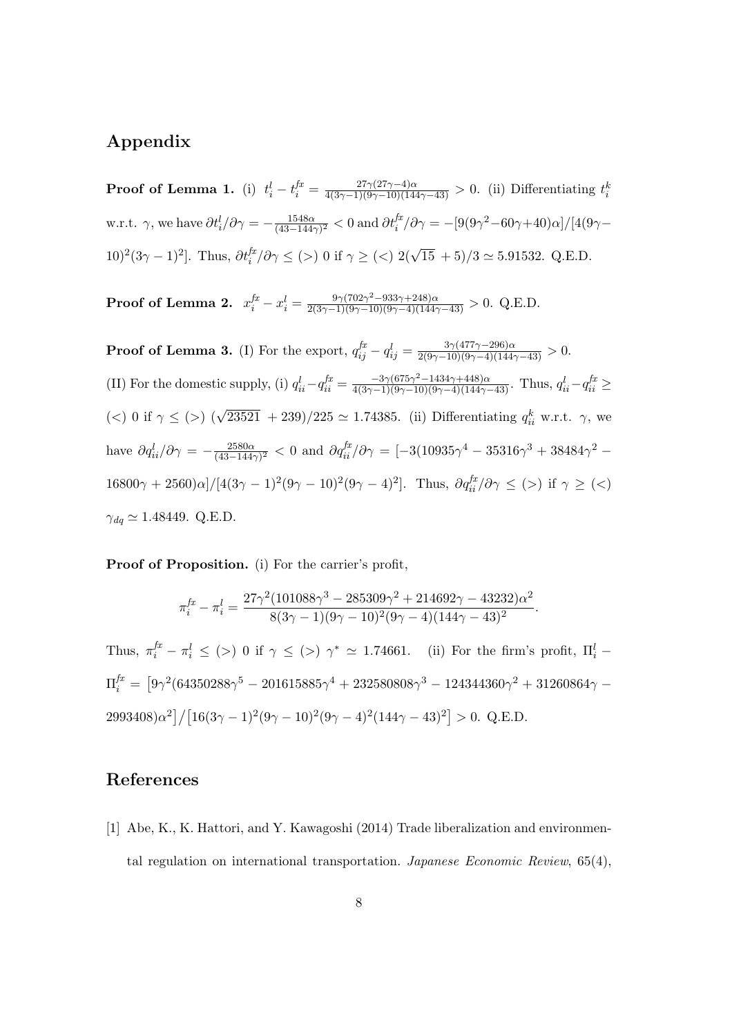## Appendix

**Proof of Lemma 1.** (i) $t_i^l - t_i^{fx} = \frac{27\gamma(27\gamma-4)\alpha}{4(3\gamma-1)(9\gamma-10)(144\gamma-43)} > 0$. (ii) Differentiating $t_i^k$ w.r.t. $\gamma$, we have $\partial t_i^l/\partial\gamma = -\frac{1548\alpha}{(43-144\gamma)^2} < 0$ and $\partial t_i^{fx}/\partial\gamma = -[9(9\gamma^2-60\gamma+40)\alpha]/[4(9\gamma-10)^2(3\gamma-1)^2]$. Thus, $\partial t_i^{fx}/\partial\gamma \leq (>)\ 0$ if $\gamma \geq (<)\ 2(\sqrt{15}+5)/3 \simeq 5.91532$. Q.E.D.

**Proof of Lemma 2.** $x_i^{fx} - x_i^l = \frac{9\gamma(702\gamma^2-933\gamma+248)\alpha}{2(3\gamma-1)(9\gamma-10)(9\gamma-4)(144\gamma-43)} > 0$. Q.E.D.

**Proof of Lemma 3.** (I) For the export, $q_{ij}^{fx} - q_{ij}^l = \frac{3\gamma(477\gamma-296)\alpha}{2(9\gamma-10)(9\gamma-4)(144\gamma-43)} > 0$.
(II) For the domestic supply, (i) $q_{ii}^l - q_{ii}^{fx} = \frac{-3\gamma(675\gamma^2-1434\gamma+448)\alpha}{4(3\gamma-1)(9\gamma-10)(9\gamma-4)(144\gamma-43)}$. Thus, $q_{ii}^l - q_{ii}^{fx} \geq (<)\ 0$ if $\gamma \leq (>)\ (\sqrt{23521}+239)/225 \simeq 1.74385$. (ii) Differentiating $q_{ii}^k$ w.r.t. $\gamma$, we have $\partial q_{ii}^l/\partial\gamma = -\frac{2580\alpha}{(43-144\gamma)^2} < 0$ and $\partial q_{ii}^{fx}/\partial\gamma = [-3(10935\gamma^4 - 35316\gamma^3 + 38484\gamma^2 - 16800\gamma + 2560)\alpha]/[4(3\gamma-1)^2(9\gamma-10)^2(9\gamma-4)^2]$. Thus, $\partial q_{ii}^{fx}/\partial\gamma \leq (>)$ if $\gamma \geq (<)\ \gamma_{dq} \simeq 1.48449$. Q.E.D.

**Proof of Proposition.** (i) For the carrier's profit,

$$\pi_i^{fx} - \pi_i^l = \frac{27\gamma^2(101088\gamma^3 - 285309\gamma^2 + 214692\gamma - 43232)\alpha^2}{8(3\gamma-1)(9\gamma-10)^2(9\gamma-4)(144\gamma-43)^2}.$$

Thus, $\pi_i^{fx} - \pi_i^l \leq (>)\ 0$ if $\gamma \leq (>)\ \gamma^* \simeq 1.74661$. (ii) For the firm's profit, $\Pi_i^l - \Pi_i^{fx} = \left[9\gamma^2(64350288\gamma^5 - 201615885\gamma^4 + 232580808\gamma^3 - 124344360\gamma^2 + 31260864\gamma - 2993408)\alpha^2\right]/\left[16(3\gamma-1)^2(9\gamma-10)^2(9\gamma-4)^2(144\gamma-43)^2\right] > 0$. Q.E.D.

## References

[1] Abe, K., K. Hattori, and Y. Kawagoshi (2014) Trade liberalization and environmental regulation on international transportation. *Japanese Economic Review*, 65(4),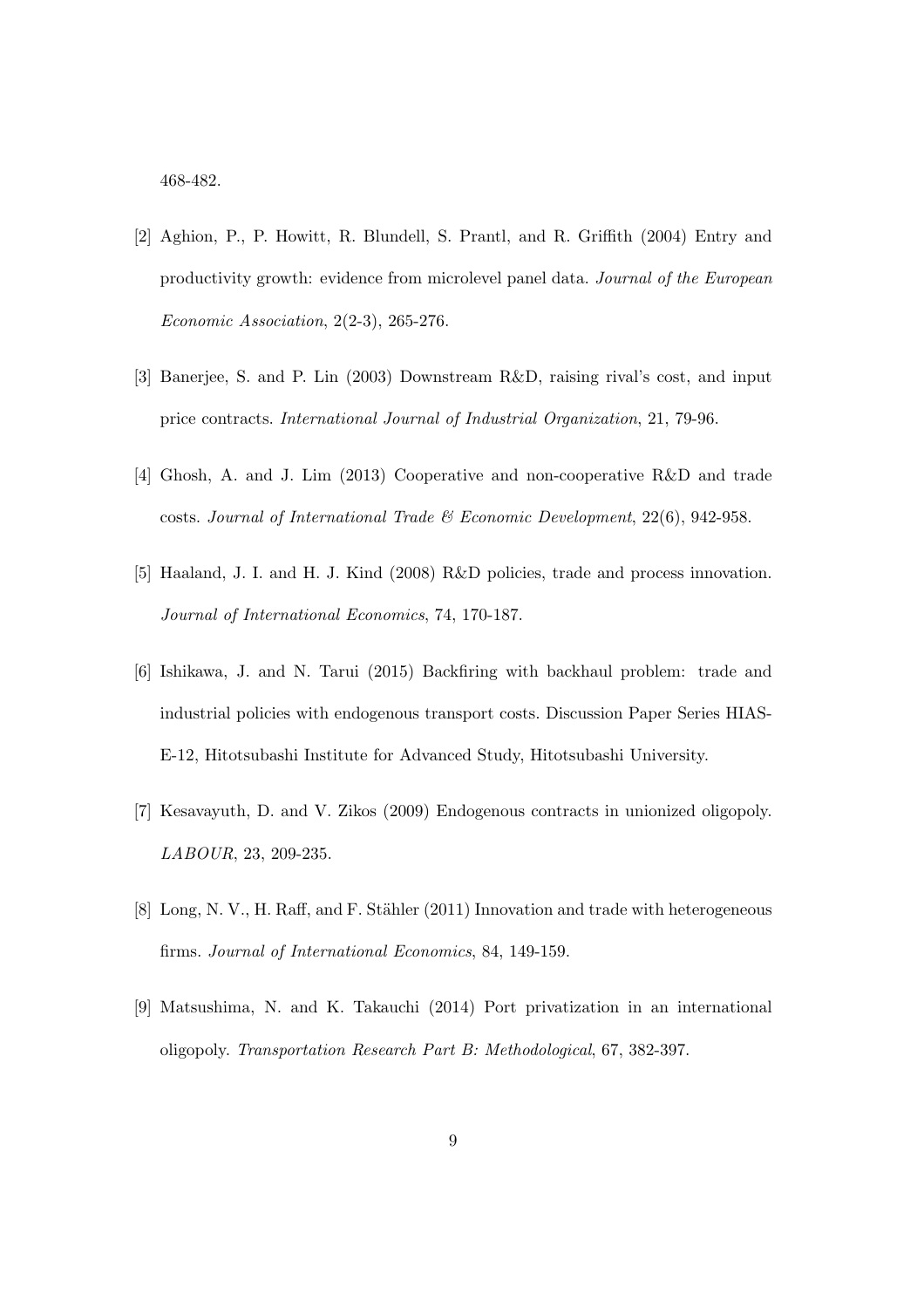468-482.

[2] Aghion, P., P. Howitt, R. Blundell, S. Prantl, and R. Griffith (2004) Entry and productivity growth: evidence from microlevel panel data. *Journal of the European Economic Association*, 2(2-3), 265-276.

[3] Banerjee, S. and P. Lin (2003) Downstream R&D, raising rival's cost, and input price contracts. *International Journal of Industrial Organization*, 21, 79-96.

[4] Ghosh, A. and J. Lim (2013) Cooperative and non-cooperative R&D and trade costs. *Journal of International Trade & Economic Development*, 22(6), 942-958.

[5] Haaland, J. I. and H. J. Kind (2008) R&D policies, trade and process innovation. *Journal of International Economics*, 74, 170-187.

[6] Ishikawa, J. and N. Tarui (2015) Backfiring with backhaul problem: trade and industrial policies with endogenous transport costs. Discussion Paper Series HIAS-E-12, Hitotsubashi Institute for Advanced Study, Hitotsubashi University.

[7] Kesavayuth, D. and V. Zikos (2009) Endogenous contracts in unionized oligopoly. *LABOUR*, 23, 209-235.

[8] Long, N. V., H. Raff, and F. Stähler (2011) Innovation and trade with heterogeneous firms. *Journal of International Economics*, 84, 149-159.

[9] Matsushima, N. and K. Takauchi (2014) Port privatization in an international oligopoly. *Transportation Research Part B: Methodological*, 67, 382-397.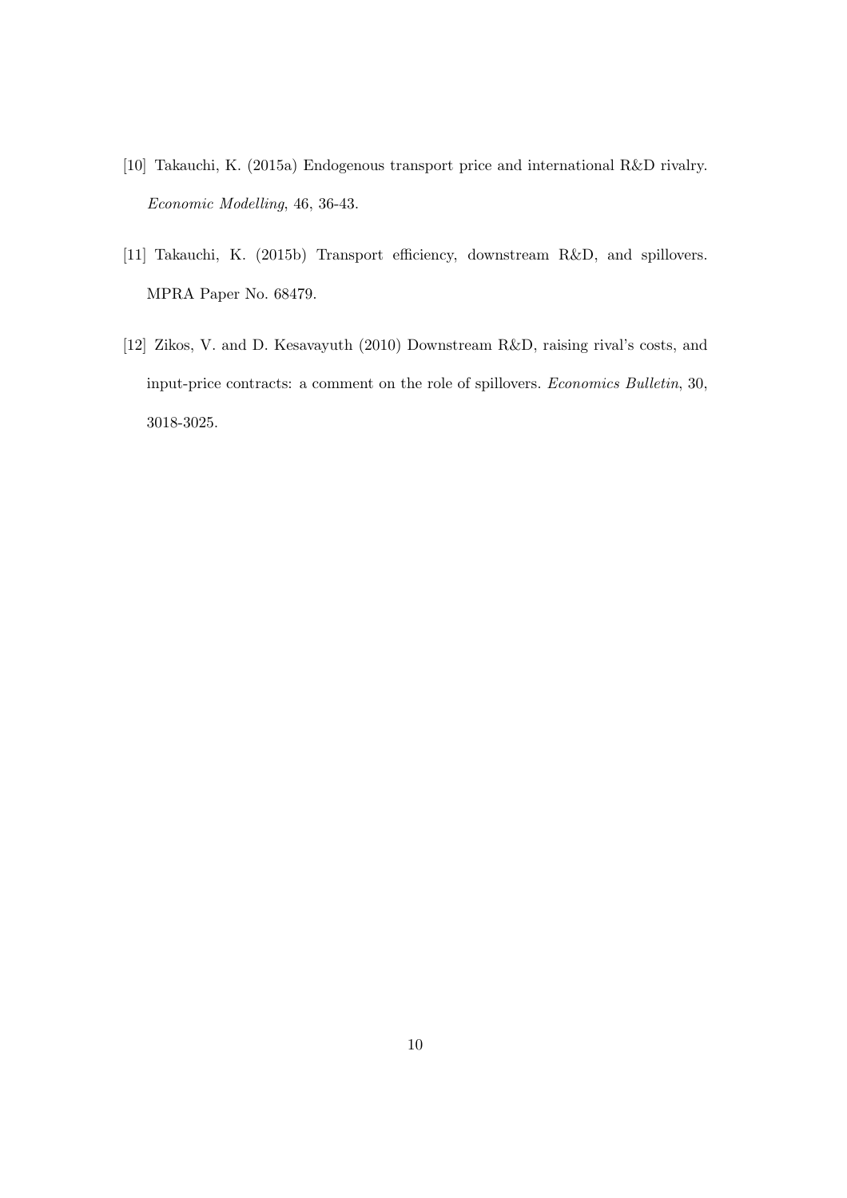[10] Takauchi, K. (2015a) Endogenous transport price and international R&D rivalry. *Economic Modelling*, 46, 36-43.

[11] Takauchi, K. (2015b) Transport efficiency, downstream R&D, and spillovers. MPRA Paper No. 68479.

[12] Zikos, V. and D. Kesavayuth (2010) Downstream R&D, raising rival's costs, and input-price contracts: a comment on the role of spillovers. *Economics Bulletin*, 30, 3018-3025.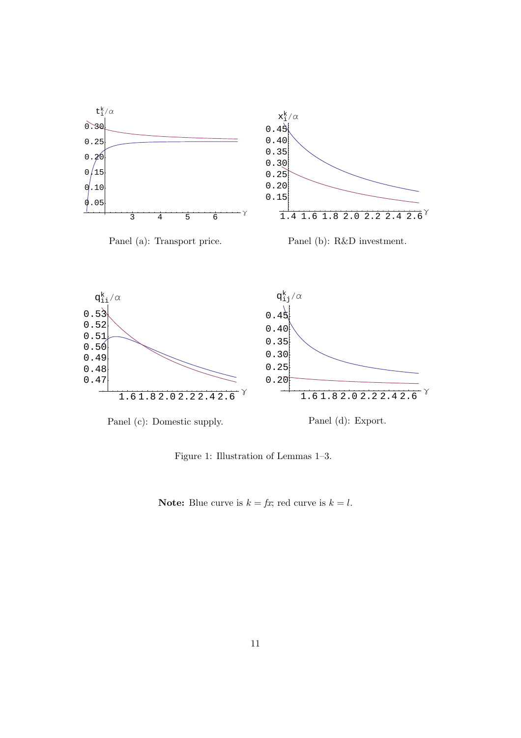Panel (a): Transport price.

Panel (b): R&D investment.

Panel (c): Domestic supply.

Panel (d): Export.

Figure 1: Illustration of Lemmas 1–3.

**Note:** Blue curve is $k = fx$; red curve is $k = l$.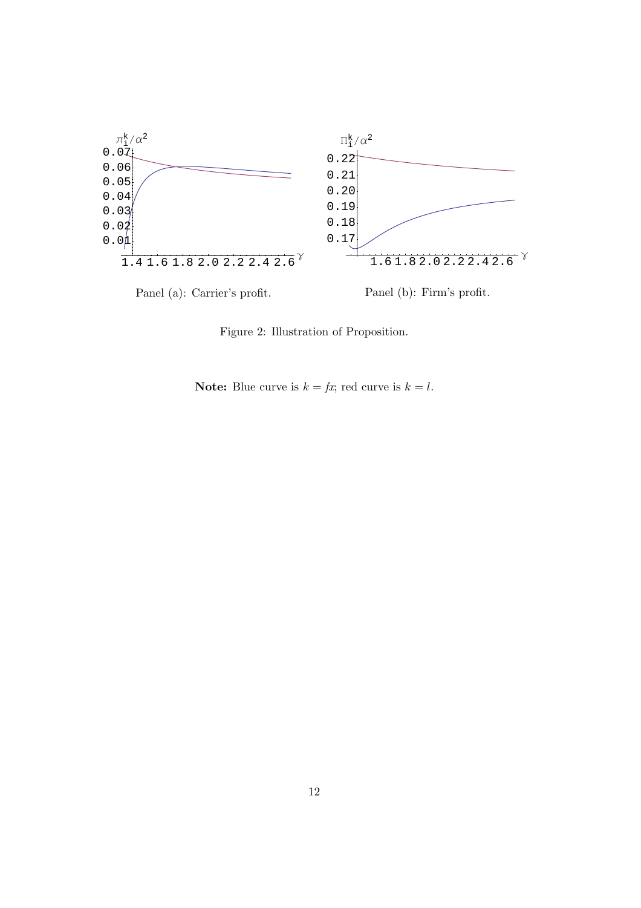Panel (a): Carrier's profit.

Panel (b): Firm's profit.

Figure 2: Illustration of Proposition.

**Note:** Blue curve is $k = fx$; red curve is $k = l$.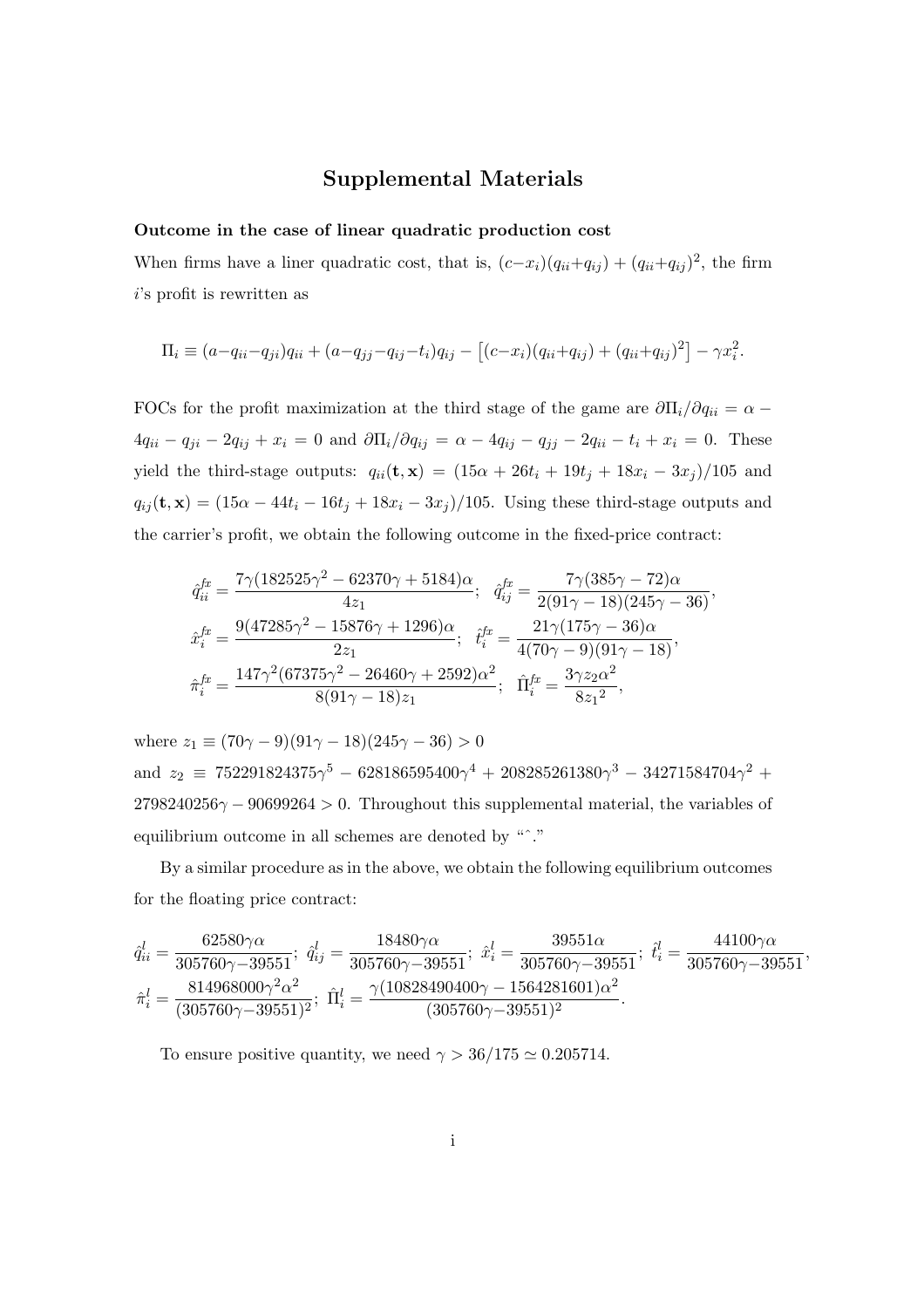## Supplemental Materials

**Outcome in the case of linear quadratic production cost**

When firms have a liner quadratic cost, that is, $(c-x_i)(q_{ii}+q_{ij}) + (q_{ii}+q_{ij})^2$, the firm $i$'s profit is rewritten as

$$\Pi_i \equiv (a-q_{ii}-q_{ji})q_{ii} + (a-q_{jj}-q_{ij}-t_i)q_{ij} - \left[(c-x_i)(q_{ii}+q_{ij}) + (q_{ii}+q_{ij})^2\right] - \gamma x_i^2.$$

FOCs for the profit maximization at the third stage of the game are $\partial\Pi_i/\partial q_{ii} = \alpha - 4q_{ii} - q_{ji} - 2q_{ij} + x_i = 0$ and $\partial\Pi_i/\partial q_{ij} = \alpha - 4q_{ij} - q_{jj} - 2q_{ii} - t_i + x_i = 0$. These yield the third-stage outputs: $q_{ii}(\mathbf{t},\mathbf{x}) = (15\alpha + 26t_i + 19t_j + 18x_i - 3x_j)/105$ and $q_{ij}(\mathbf{t},\mathbf{x}) = (15\alpha - 44t_i - 16t_j + 18x_i - 3x_j)/105$. Using these third-stage outputs and the carrier's profit, we obtain the following outcome in the fixed-price contract:

$$\hat{q}_{ii}^{fx} = \frac{7\gamma(182525\gamma^2 - 62370\gamma + 5184)\alpha}{4z_1}; \quad \hat{q}_{ij}^{fx} = \frac{7\gamma(385\gamma - 72)\alpha}{2(91\gamma - 18)(245\gamma - 36)},$$
$$\hat{x}_i^{fx} = \frac{9(47285\gamma^2 - 15876\gamma + 1296)\alpha}{2z_1}; \quad \hat{t}_i^{fx} = \frac{21\gamma(175\gamma - 36)\alpha}{4(70\gamma - 9)(91\gamma - 18)},$$
$$\hat{\pi}_i^{fx} = \frac{147\gamma^2(67375\gamma^2 - 26460\gamma + 2592)\alpha^2}{8(91\gamma - 18)z_1}; \quad \hat{\Pi}_i^{fx} = \frac{3\gamma z_2\alpha^2}{8{z_1}^2},$$

where $z_1 \equiv (70\gamma - 9)(91\gamma - 18)(245\gamma - 36) > 0$
and $z_2 \equiv 752291824375\gamma^5 - 628186595400\gamma^4 + 208285261380\gamma^3 - 34271584704\gamma^2 + 2798240256\gamma - 90699264 > 0$. Throughout this supplemental material, the variables of equilibrium outcome in all schemes are denoted by "$\hat{}$."

By a similar procedure as in the above, we obtain the following equilibrium outcomes for the floating price contract:

$$\hat{q}_{ii}^{l} = \frac{62580\gamma\alpha}{305760\gamma - 39551}; \ \hat{q}_{ij}^{l} = \frac{18480\gamma\alpha}{305760\gamma - 39551}; \ \hat{x}_i^{l} = \frac{39551\alpha}{305760\gamma - 39551}; \ \hat{t}_i^{l} = \frac{44100\gamma\alpha}{305760\gamma - 39551},$$
$$\hat{\pi}_i^{l} = \frac{814968000\gamma^2\alpha^2}{(305760\gamma - 39551)^2}; \ \hat{\Pi}_i^{l} = \frac{\gamma(10828490400\gamma - 1564281601)\alpha^2}{(305760\gamma - 39551)^2}.$$

To ensure positive quantity, we need $\gamma > 36/175 \simeq 0.205714$.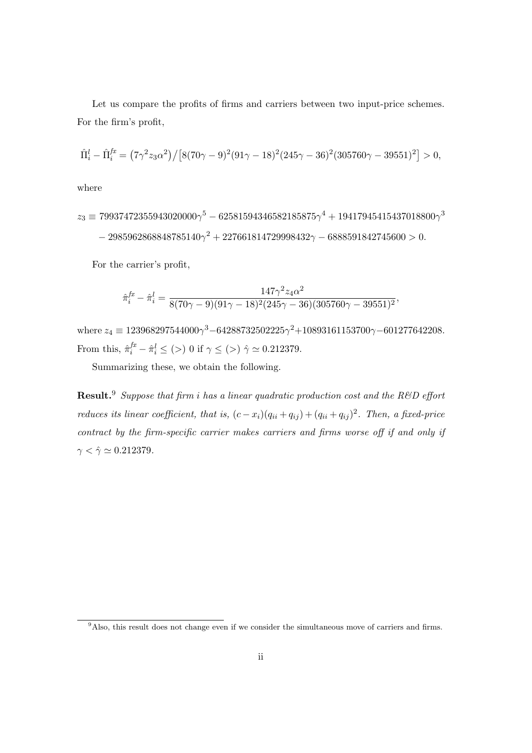Let us compare the profits of firms and carriers between two input-price schemes. For the firm's profit,

$$\hat{\Pi}_i^l - \hat{\Pi}_i^{fx} = \left(7\gamma^2 z_3 \alpha^2\right) \big/ \left[8(70\gamma - 9)^2(91\gamma - 18)^2(245\gamma - 36)^2(305760\gamma - 39551)^2\right] > 0,$$

where

$$z_3 \equiv 79937472355943020000\gamma^5 - 62581594346582185875\gamma^4 + 19417945415437018800\gamma^3 - 2985962868848785140\gamma^2 + 227661814729998432\gamma - 6888591842745600 > 0.$$

For the carrier's profit,

$$\hat{\pi}_i^{fx} - \hat{\pi}_i^l = \frac{147\gamma^2 z_4 \alpha^2}{8(70\gamma - 9)(91\gamma - 18)^2(245\gamma - 36)(305760\gamma - 39551)^2},$$

where $z_4 \equiv 123968297544000\gamma^3 - 64288732502225\gamma^2 + 10893161153700\gamma - 601277642208$. From this, $\hat{\pi}_i^{fx} - \hat{\pi}_i^l \leq (>)\ 0$ if $\gamma \leq (>)\ \hat{\gamma} \simeq 0.212379$.

Summarizing these, we obtain the following.

**Result.**[9] *Suppose that firm $i$ has a linear quadratic production cost and the R&D effort reduces its linear coefficient, that is, $(c - x_i)(q_{ii} + q_{ij}) + (q_{ii} + q_{ij})^2$. Then, a fixed-price contract by the firm-specific carrier makes carriers and firms worse off if and only if $\gamma < \hat{\gamma} \simeq 0.212379$.*

[9] Also, this result does not change even if we consider the simultaneous move of carriers and firms.